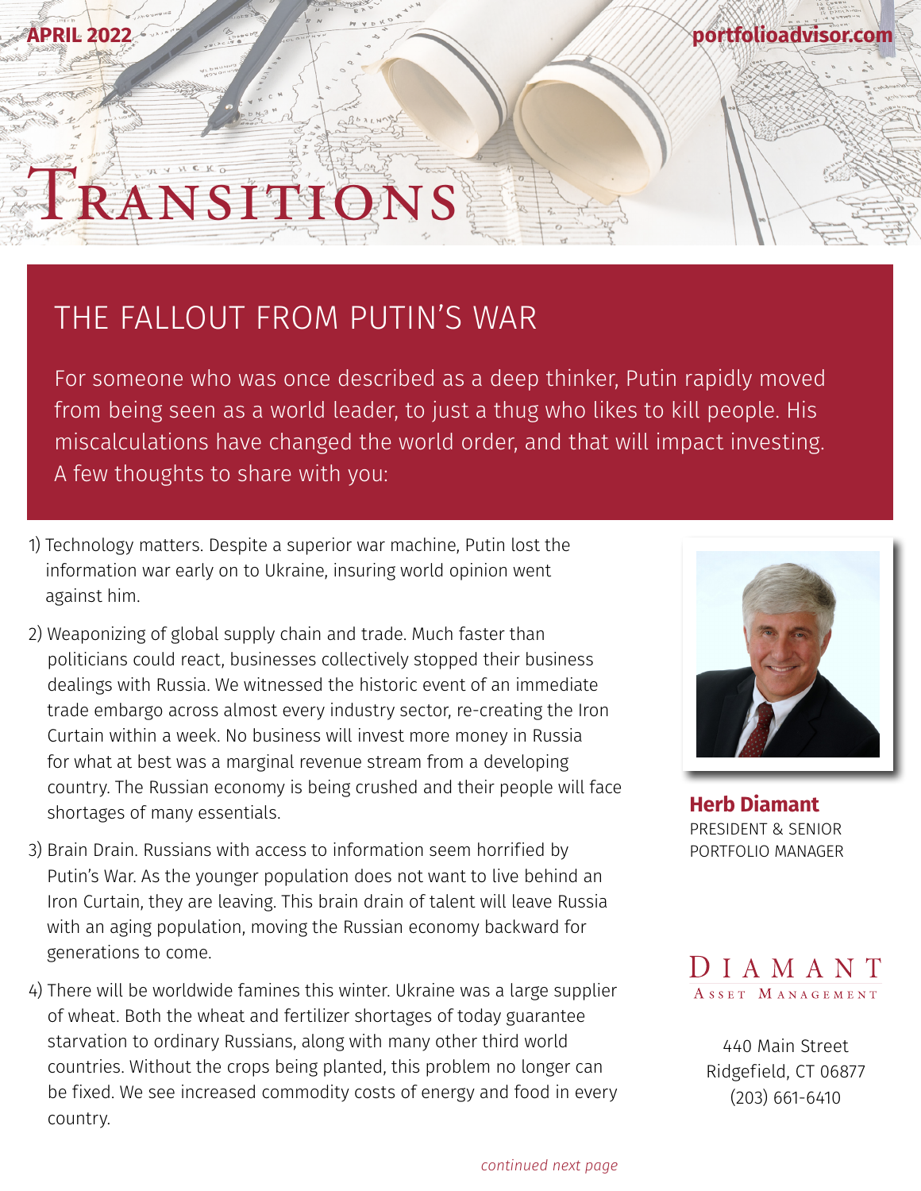APRIL 2022

portfolioadvisor.com

# Transitions

## THE FALLOUT FROM PUTIN'S WAR

For someone who was once described as a deep thinker, Putin rapidly moved from being seen as a world leader, to just a thug who likes to kill people. His miscalculations have changed the world order, and that will impact investing. A few thoughts to share with you:

1) Technology matters. Despite a superior war machine, Putin lost the information war early on to Ukraine, insuring world opinion went against him.

2) Weaponizing of global supply chain and trade. Much faster than politicians could react, businesses collectively stopped their business dealings with Russia. We witnessed the historic event of an immediate trade embargo across almost every industry sector, re-creating the Iron Curtain within a week. No business will invest more money in Russia for what at best was a marginal revenue stream from a developing country. The Russian economy is being crushed and their people will face shortages of many essentials.

3) Brain Drain. Russians with access to information seem horrified by Putin's War. As the younger population does not want to live behind an Iron Curtain, they are leaving. This brain drain of talent will leave Russia with an aging population, moving the Russian economy backward for generations to come.

4) There will be worldwide famines this winter. Ukraine was a large supplier of wheat. Both the wheat and fertilizer shortages of today guarantee starvation to ordinary Russians, along with many other third world countries. Without the crops being planted, this problem no longer can be fixed. We see increased commodity costs of energy and food in every country.

**Herb Diamant**
PRESIDENT & SENIOR PORTFOLIO MANAGER

DIAMANT ASSET MANAGEMENT

440 Main Street
Ridgefield, CT 06877
(203) 661-6410

*continued next page*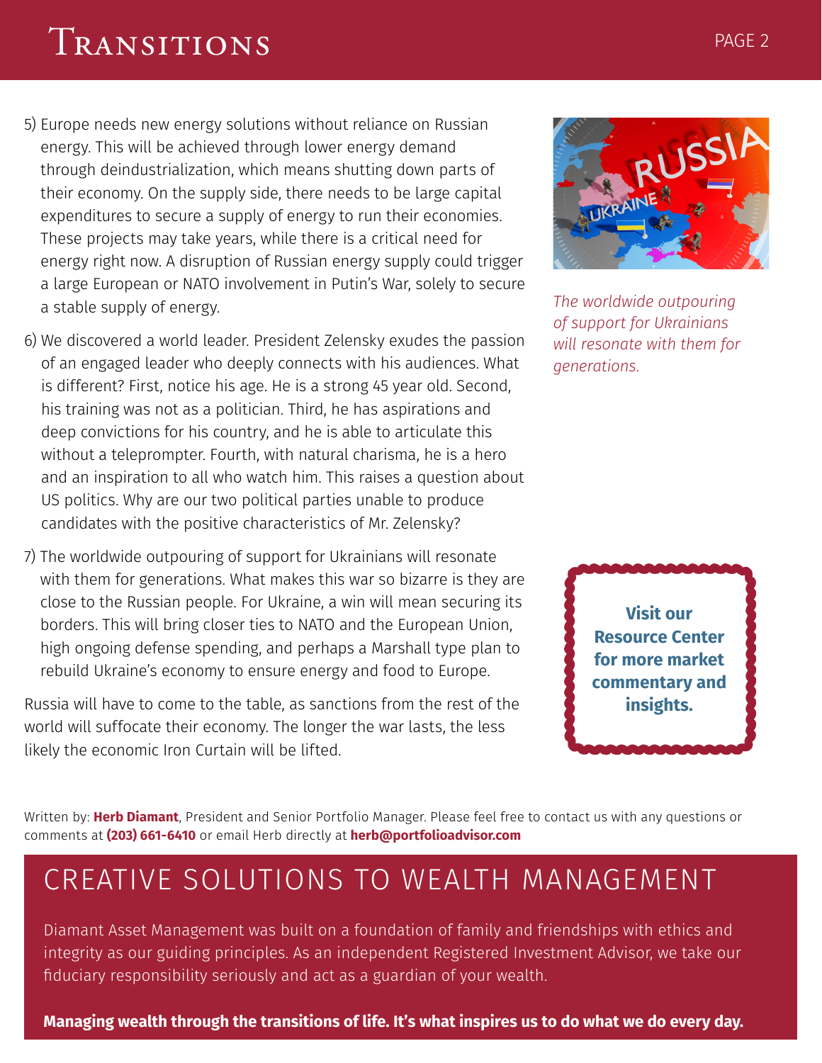5) Europe needs new energy solutions without reliance on Russian energy. This will be achieved through lower energy demand through deindustrialization, which means shutting down parts of their economy. On the supply side, there needs to be large capital expenditures to secure a supply of energy to run their economies. These projects may take years, while there is a critical need for energy right now. A disruption of Russian energy supply could trigger a large European or NATO involvement in Putin's War, solely to secure a stable supply of energy.

6) We discovered a world leader. President Zelensky exudes the passion of an engaged leader who deeply connects with his audiences. What is different? First, notice his age. He is a strong 45 year old. Second, his training was not as a politician. Third, he has aspirations and deep convictions for his country, and he is able to articulate this without a teleprompter. Fourth, with natural charisma, he is a hero and an inspiration to all who watch him. This raises a question about US politics. Why are our two political parties unable to produce candidates with the positive characteristics of Mr. Zelensky?

7) The worldwide outpouring of support for Ukrainians will resonate with them for generations. What makes this war so bizarre is they are close to the Russian people. For Ukraine, a win will mean securing its borders. This will bring closer ties to NATO and the European Union, high ongoing defense spending, and perhaps a Marshall type plan to rebuild Ukraine's economy to ensure energy and food to Europe.

Russia will have to come to the table, as sanctions from the rest of the world will suffocate their economy. The longer the war lasts, the less likely the economic Iron Curtain will be lifted.

*The worldwide outpouring of support for Ukrainians will resonate with them for generations.*

**Visit our Resource Center for more market commentary and insights.**

Written by: **Herb Diamant**, President and Senior Portfolio Manager. Please feel free to contact us with any questions or comments at **(203) 661-6410** or email Herb directly at **herb@portfolioadvisor.com**

## CREATIVE SOLUTIONS TO WEALTH MANAGEMENT

Diamant Asset Management was built on a foundation of family and friendships with ethics and integrity as our guiding principles. As an independent Registered Investment Advisor, we take our fiduciary responsibility seriously and act as a guardian of your wealth.

**Managing wealth through the transitions of life. It's what inspires us to do what we do every day.**